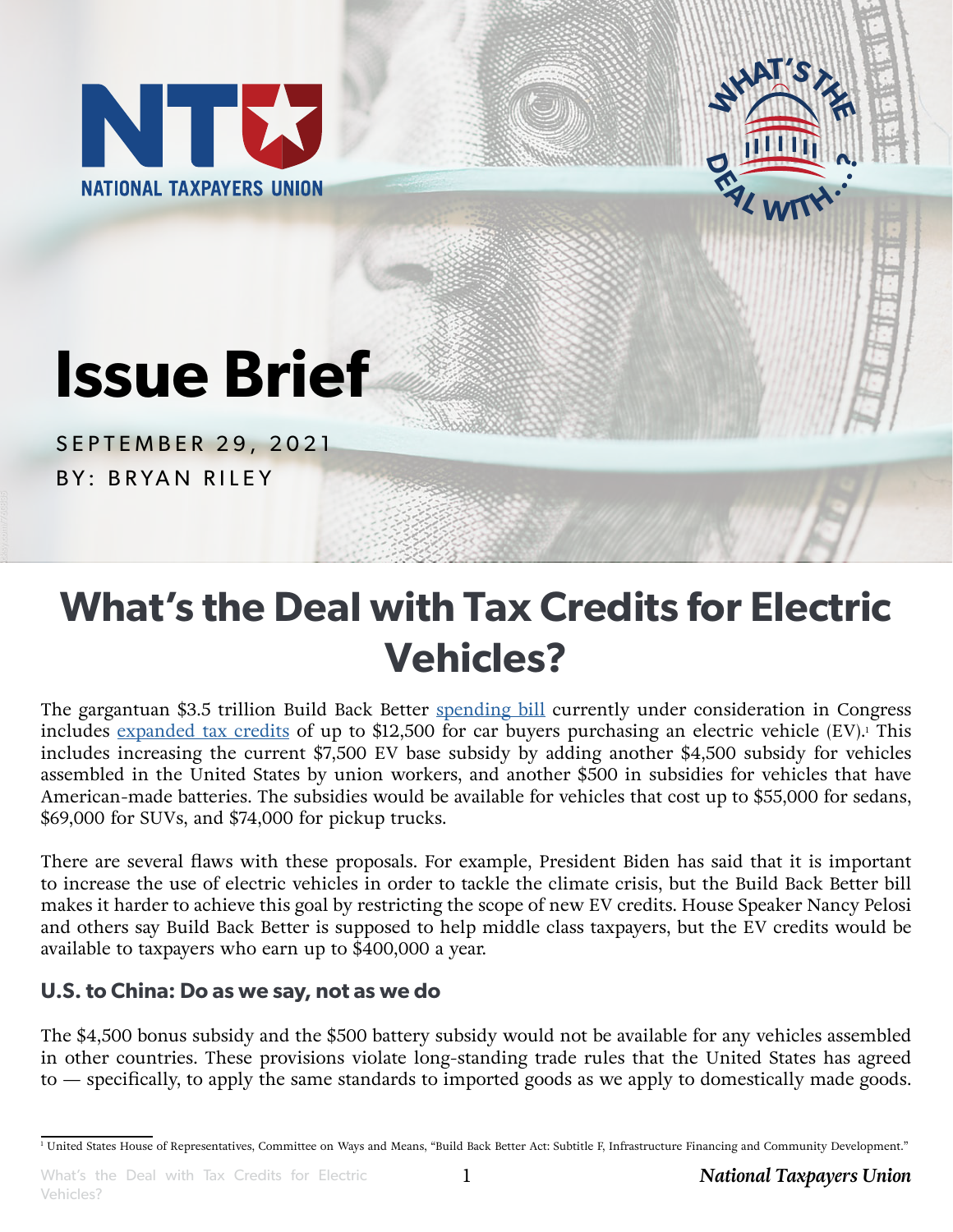NATIONAL TAXPAYERS UNION

# Issue Brief

SEPTEMBER 29, 2021

BY: BRYAN RILEY

# What's the Deal with Tax Credits for Electric Vehicles?

The gargantuan $3.5 trillion Build Back Better spending bill currently under consideration in Congress includes expanded tax credits of up to $12,500 for car buyers purchasing an electric vehicle (EV).[1] This includes increasing the current $7,500 EV base subsidy by adding another $4,500 subsidy for vehicles assembled in the United States by union workers, and another $500 in subsidies for vehicles that have American-made batteries. The subsidies would be available for vehicles that cost up to $55,000 for sedans, $69,000 for SUVs, and $74,000 for pickup trucks.

There are several flaws with these proposals. For example, President Biden has said that it is important to increase the use of electric vehicles in order to tackle the climate crisis, but the Build Back Better bill makes it harder to achieve this goal by restricting the scope of new EV credits. House Speaker Nancy Pelosi and others say Build Back Better is supposed to help middle class taxpayers, but the EV credits would be available to taxpayers who earn up to $400,000 a year.

### U.S. to China: Do as we say, not as we do

The $4,500 bonus subsidy and the $500 battery subsidy would not be available for any vehicles assembled in other countries. These provisions violate long-standing trade rules that the United States has agreed to — specifically, to apply the same standards to imported goods as we apply to domestically made goods.

[1] United States House of Representatives, Committee on Ways and Means, "Build Back Better Act: Subtitle F, Infrastructure Financing and Community Development."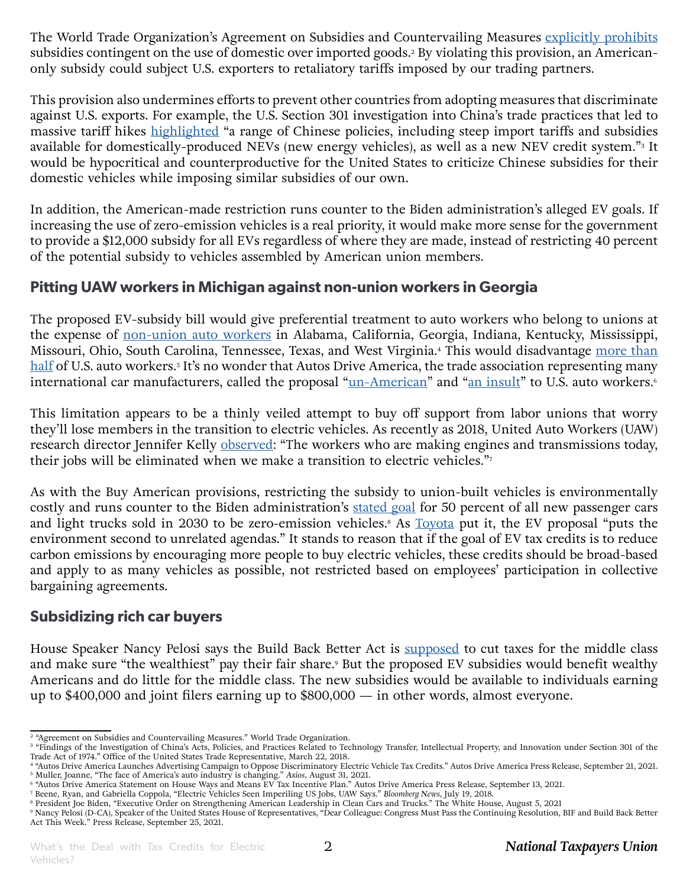The World Trade Organization's Agreement on Subsidies and Countervailing Measures explicitly prohibits subsidies contingent on the use of domestic over imported goods.[2] By violating this provision, an American-only subsidy could subject U.S. exporters to retaliatory tariffs imposed by our trading partners.

This provision also undermines efforts to prevent other countries from adopting measures that discriminate against U.S. exports. For example, the U.S. Section 301 investigation into China's trade practices that led to massive tariff hikes highlighted "a range of Chinese policies, including steep import tariffs and subsidies available for domestically-produced NEVs (new energy vehicles), as well as a new NEV credit system."[3] It would be hypocritical and counterproductive for the United States to criticize Chinese subsidies for their domestic vehicles while imposing similar subsidies of our own.

In addition, the American-made restriction runs counter to the Biden administration's alleged EV goals. If increasing the use of zero-emission vehicles is a real priority, it would make more sense for the government to provide a $12,000 subsidy for all EVs regardless of where they are made, instead of restricting 40 percent of the potential subsidy to vehicles assembled by American union members.

## Pitting UAW workers in Michigan against non-union workers in Georgia

The proposed EV-subsidy bill would give preferential treatment to auto workers who belong to unions at the expense of non-union auto workers in Alabama, California, Georgia, Indiana, Kentucky, Mississippi, Missouri, Ohio, South Carolina, Tennessee, Texas, and West Virginia.[4] This would disadvantage more than half of U.S. auto workers.[5] It's no wonder that Autos Drive America, the trade association representing many international car manufacturers, called the proposal "un-American" and "an insult" to U.S. auto workers.[6]

This limitation appears to be a thinly veiled attempt to buy off support from labor unions that worry they'll lose members in the transition to electric vehicles. As recently as 2018, United Auto Workers (UAW) research director Jennifer Kelly observed: "The workers who are making engines and transmissions today, their jobs will be eliminated when we make a transition to electric vehicles."[7]

As with the Buy American provisions, restricting the subsidy to union-built vehicles is environmentally costly and runs counter to the Biden administration's stated goal for 50 percent of all new passenger cars and light trucks sold in 2030 to be zero-emission vehicles.[8] As Toyota put it, the EV proposal "puts the environment second to unrelated agendas." It stands to reason that if the goal of EV tax credits is to reduce carbon emissions by encouraging more people to buy electric vehicles, these credits should be broad-based and apply to as many vehicles as possible, not restricted based on employees' participation in collective bargaining agreements.

## Subsidizing rich car buyers

House Speaker Nancy Pelosi says the Build Back Better Act is supposed to cut taxes for the middle class and make sure "the wealthiest" pay their fair share.[9] But the proposed EV subsidies would benefit wealthy Americans and do little for the middle class. The new subsidies would be available to individuals earning up to $400,000 and joint filers earning up to $800,000 — in other words, almost everyone.

---

[2] "Agreement on Subsidies and Countervailing Measures." World Trade Organization.

[3] "Findings of the Investigation of China's Acts, Policies, and Practices Related to Technology Transfer, Intellectual Property, and Innovation under Section 301 of the Trade Act of 1974." Office of the United States Trade Representative, March 22, 2018.

[4] "Autos Drive America Launches Advertising Campaign to Oppose Discriminatory Electric Vehicle Tax Credits." Autos Drive America Press Release, September 21, 2021.

[5] Muller, Joanne, "The face of America's auto industry is changing." *Axios*, August 31, 2021.

[6] "Autos Drive America Statement on House Ways and Means EV Tax Incentive Plan." Autos Drive America Press Release, September 13, 2021.

[7] Beene, Ryan, and Gabriella Coppola, "Electric Vehicles Seen Imperiling US Jobs, UAW Says." *Bloomberg News*, July 19, 2018.

[8] President Joe Biden, "Executive Order on Strengthening American Leadership in Clean Cars and Trucks." The White House, August 5, 2021

[9] Nancy Pelosi (D-CA), Speaker of the United States House of Representatives, "Dear Colleague: Congress Must Pass the Continuing Resolution, BIF and Build Back Better Act This Week." Press Release, September 25, 2021.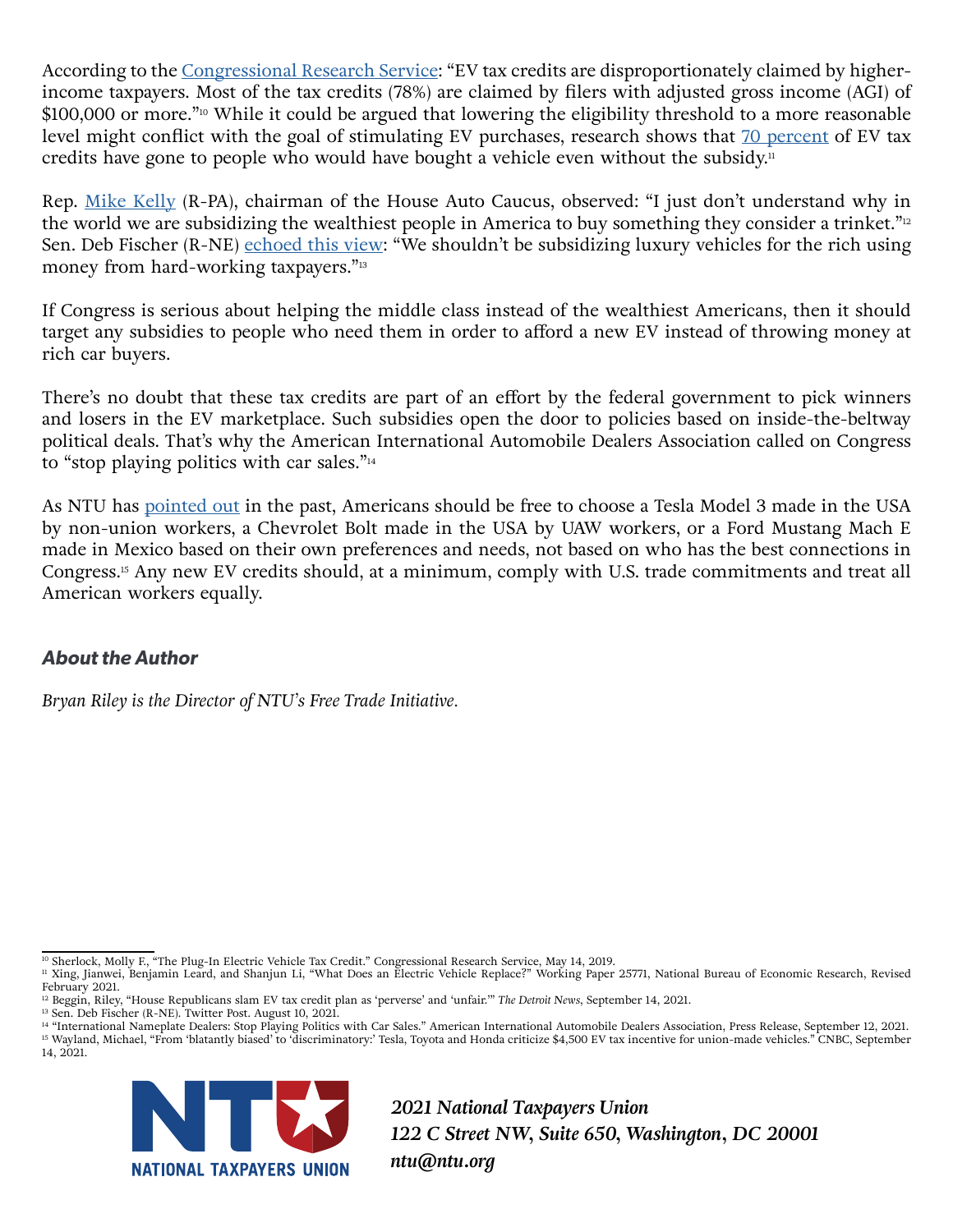According to the Congressional Research Service: "EV tax credits are disproportionately claimed by higher-income taxpayers. Most of the tax credits (78%) are claimed by filers with adjusted gross income (AGI) of $100,000 or more."[10] While it could be argued that lowering the eligibility threshold to a more reasonable level might conflict with the goal of stimulating EV purchases, research shows that 70 percent of EV tax credits have gone to people who would have bought a vehicle even without the subsidy.[11]

Rep. Mike Kelly (R-PA), chairman of the House Auto Caucus, observed: "I just don't understand why in the world we are subsidizing the wealthiest people in America to buy something they consider a trinket."[12] Sen. Deb Fischer (R-NE) echoed this view: "We shouldn't be subsidizing luxury vehicles for the rich using money from hard-working taxpayers."[13]

If Congress is serious about helping the middle class instead of the wealthiest Americans, then it should target any subsidies to people who need them in order to afford a new EV instead of throwing money at rich car buyers.

There's no doubt that these tax credits are part of an effort by the federal government to pick winners and losers in the EV marketplace. Such subsidies open the door to policies based on inside-the-beltway political deals. That's why the American International Automobile Dealers Association called on Congress to "stop playing politics with car sales."[14]

As NTU has pointed out in the past, Americans should be free to choose a Tesla Model 3 made in the USA by non-union workers, a Chevrolet Bolt made in the USA by UAW workers, or a Ford Mustang Mach E made in Mexico based on their own preferences and needs, not based on who has the best connections in Congress.[15] Any new EV credits should, at a minimum, comply with U.S. trade commitments and treat all American workers equally.

### *About the Author*

*Bryan Riley is the Director of NTU's Free Trade Initiative.*

---

[10] Sherlock, Molly F., "The Plug-In Electric Vehicle Tax Credit." Congressional Research Service, May 14, 2019.

[11] Xing, Jianwei, Benjamin Leard, and Shanjun Li, "What Does an Electric Vehicle Replace?" Working Paper 25771, National Bureau of Economic Research, Revised February 2021.

[12] Beggin, Riley, "House Republicans slam EV tax credit plan as 'perverse' and 'unfair.'" *The Detroit News*, September 14, 2021.

[13] Sen. Deb Fischer (R-NE). Twitter Post. August 10, 2021.

[14] "International Nameplate Dealers: Stop Playing Politics with Car Sales." American International Automobile Dealers Association, Press Release, September 12, 2021.

[15] Wayland, Michael, "From 'blatantly biased' to 'discriminatory:' Tesla, Toyota and Honda criticize $4,500 EV tax incentive for union-made vehicles." CNBC, September 14, 2021.

NATIONAL TAXPAYERS UNION

*2021 National Taxpayers Union*
*122 C Street NW, Suite 650, Washington, DC 20001*
*ntu@ntu.org*